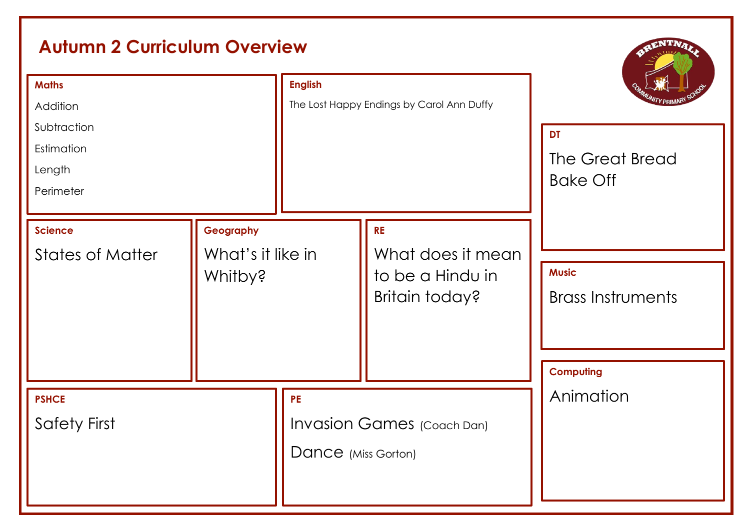# Autumn 2 Curriculum Overview

### Maths

Addition

Subtraction

Estimation

Length

Perimeter

### English

The Lost Happy Endings by Carol Ann Duffy

### Science

States of Matter

### Geography

What's it like in Whitby?

### RE

What does it mean to be a Hindu in Britain today?

### PSHCE

Safety First

### PE

Invasion Games (Coach Dan)

Dance (Miss Gorton)

### DT

The Great Bread Bake Off

### Music

Brass Instruments

### Computing

Animation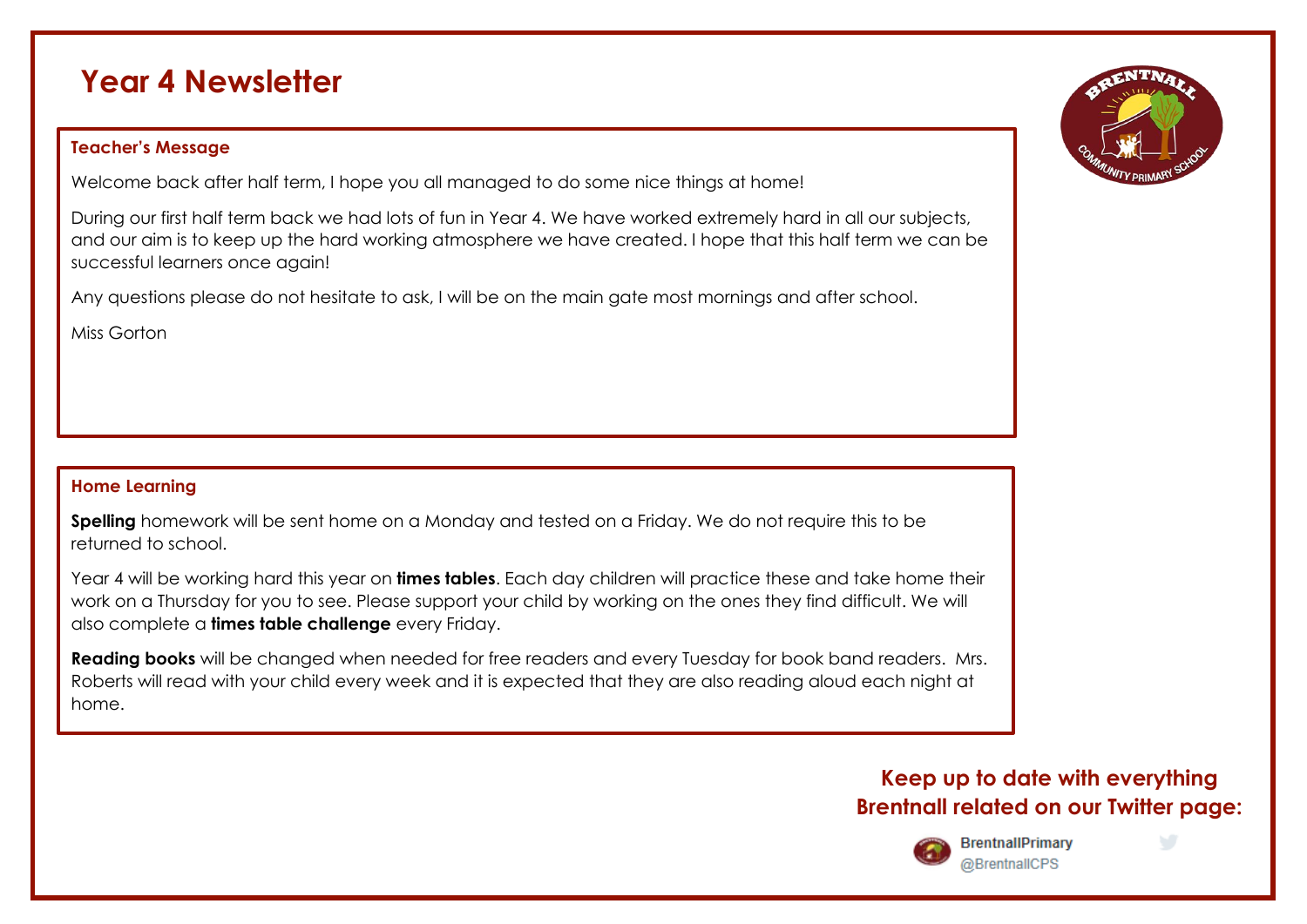# Year 4 Newsletter

## Teacher's Message

Welcome back after half term, I hope you all managed to do some nice things at home!

During our first half term back we had lots of fun in Year 4. We have worked extremely hard in all our subjects, and our aim is to keep up the hard working atmosphere we have created. I hope that this half term we can be successful learners once again!

Any questions please do not hesitate to ask, I will be on the main gate most mornings and after school.

Miss Gorton

## Home Learning

**Spelling** homework will be sent home on a Monday and tested on a Friday. We do not require this to be returned to school.

Year 4 will be working hard this year on **times tables**. Each day children will practice these and take home their work on a Thursday for you to see. Please support your child by working on the ones they find difficult. We will also complete a **times table challenge** every Friday.

**Reading books** will be changed when needed for free readers and every Tuesday for book band readers. Mrs. Roberts will read with your child every week and it is expected that they are also reading aloud each night at home.

**Keep up to date with everything Brentnall related on our Twitter page:**

BrentnallPrimary
@BrentnallCPS